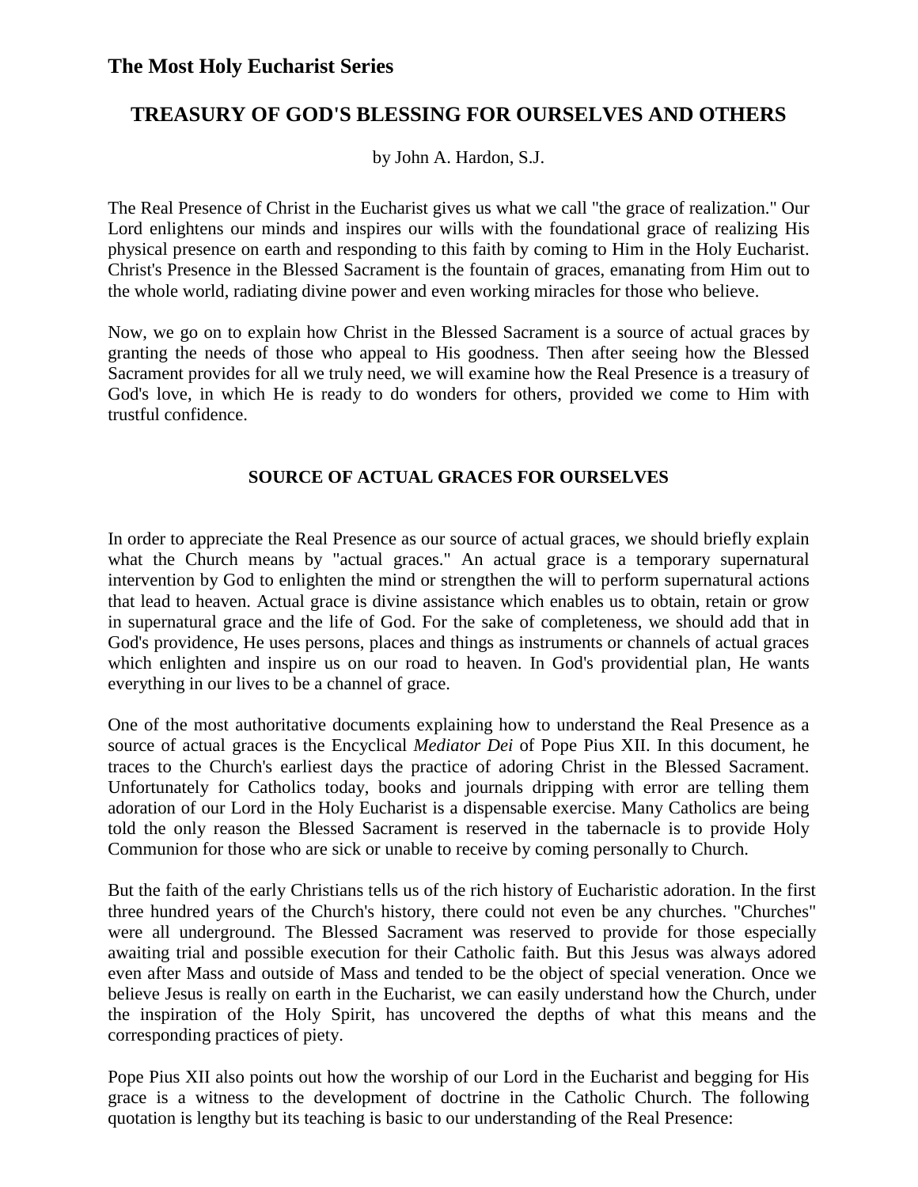## The Most Holy Eucharist Series

# TREASURY OF GOD'S BLESSING FOR OURSELVES AND OTHERS

by John A. Hardon, S.J.

The Real Presence of Christ in the Eucharist gives us what we call "the grace of realization." Our Lord enlightens our minds and inspires our wills with the foundational grace of realizing His physical presence on earth and responding to this faith by coming to Him in the Holy Eucharist. Christ's Presence in the Blessed Sacrament is the fountain of graces, emanating from Him out to the whole world, radiating divine power and even working miracles for those who believe.

Now, we go on to explain how Christ in the Blessed Sacrament is a source of actual graces by granting the needs of those who appeal to His goodness. Then after seeing how the Blessed Sacrament provides for all we truly need, we will examine how the Real Presence is a treasury of God's love, in which He is ready to do wonders for others, provided we come to Him with trustful confidence.

### SOURCE OF ACTUAL GRACES FOR OURSELVES

In order to appreciate the Real Presence as our source of actual graces, we should briefly explain what the Church means by "actual graces." An actual grace is a temporary supernatural intervention by God to enlighten the mind or strengthen the will to perform supernatural actions that lead to heaven. Actual grace is divine assistance which enables us to obtain, retain or grow in supernatural grace and the life of God. For the sake of completeness, we should add that in God's providence, He uses persons, places and things as instruments or channels of actual graces which enlighten and inspire us on our road to heaven. In God's providential plan, He wants everything in our lives to be a channel of grace.

One of the most authoritative documents explaining how to understand the Real Presence as a source of actual graces is the Encyclical *Mediator Dei* of Pope Pius XII. In this document, he traces to the Church's earliest days the practice of adoring Christ in the Blessed Sacrament. Unfortunately for Catholics today, books and journals dripping with error are telling them adoration of our Lord in the Holy Eucharist is a dispensable exercise. Many Catholics are being told the only reason the Blessed Sacrament is reserved in the tabernacle is to provide Holy Communion for those who are sick or unable to receive by coming personally to Church.

But the faith of the early Christians tells us of the rich history of Eucharistic adoration. In the first three hundred years of the Church's history, there could not even be any churches. "Churches" were all underground. The Blessed Sacrament was reserved to provide for those especially awaiting trial and possible execution for their Catholic faith. But this Jesus was always adored even after Mass and outside of Mass and tended to be the object of special veneration. Once we believe Jesus is really on earth in the Eucharist, we can easily understand how the Church, under the inspiration of the Holy Spirit, has uncovered the depths of what this means and the corresponding practices of piety.

Pope Pius XII also points out how the worship of our Lord in the Eucharist and begging for His grace is a witness to the development of doctrine in the Catholic Church. The following quotation is lengthy but its teaching is basic to our understanding of the Real Presence: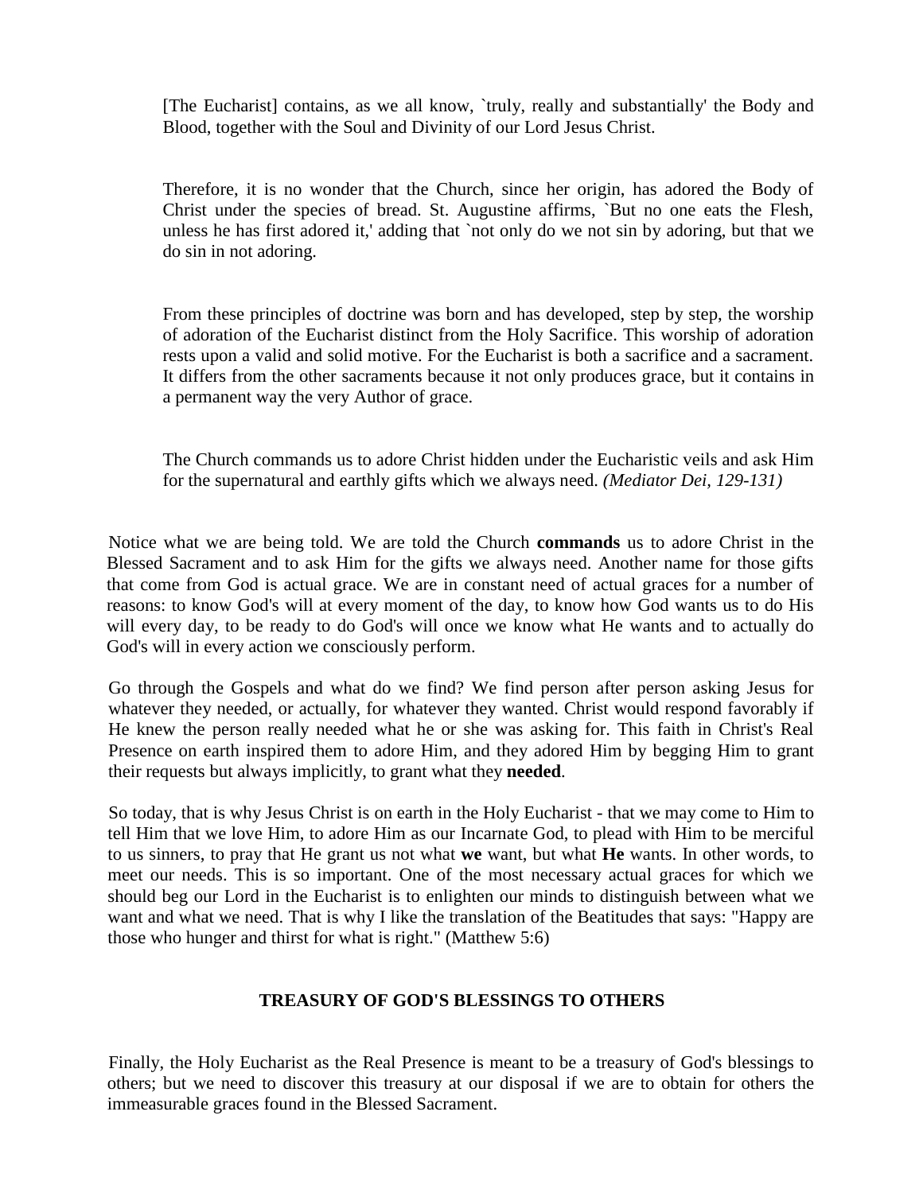> [The Eucharist] contains, as we all know, `truly, really and substantially' the Body and Blood, together with the Soul and Divinity of our Lord Jesus Christ.
>
> Therefore, it is no wonder that the Church, since her origin, has adored the Body of Christ under the species of bread. St. Augustine affirms, `But no one eats the Flesh, unless he has first adored it,' adding that `not only do we not sin by adoring, but that we do sin in not adoring.
>
> From these principles of doctrine was born and has developed, step by step, the worship of adoration of the Eucharist distinct from the Holy Sacrifice. This worship of adoration rests upon a valid and solid motive. For the Eucharist is both a sacrifice and a sacrament. It differs from the other sacraments because it not only produces grace, but it contains in a permanent way the very Author of grace.
>
> The Church commands us to adore Christ hidden under the Eucharistic veils and ask Him for the supernatural and earthly gifts which we always need. *(Mediator Dei, 129-131)*

Notice what we are being told. We are told the Church **commands** us to adore Christ in the Blessed Sacrament and to ask Him for the gifts we always need. Another name for those gifts that come from God is actual grace. We are in constant need of actual graces for a number of reasons: to know God's will at every moment of the day, to know how God wants us to do His will every day, to be ready to do God's will once we know what He wants and to actually do God's will in every action we consciously perform.

Go through the Gospels and what do we find? We find person after person asking Jesus for whatever they needed, or actually, for whatever they wanted. Christ would respond favorably if He knew the person really needed what he or she was asking for. This faith in Christ's Real Presence on earth inspired them to adore Him, and they adored Him by begging Him to grant their requests but always implicitly, to grant what they **needed**.

So today, that is why Jesus Christ is on earth in the Holy Eucharist - that we may come to Him to tell Him that we love Him, to adore Him as our Incarnate God, to plead with Him to be merciful to us sinners, to pray that He grant us not what **we** want, but what **He** wants. In other words, to meet our needs. This is so important. One of the most necessary actual graces for which we should beg our Lord in the Eucharist is to enlighten our minds to distinguish between what we want and what we need. That is why I like the translation of the Beatitudes that says: "Happy are those who hunger and thirst for what is right." (Matthew 5:6)

## TREASURY OF GOD'S BLESSINGS TO OTHERS

Finally, the Holy Eucharist as the Real Presence is meant to be a treasury of God's blessings to others; but we need to discover this treasury at our disposal if we are to obtain for others the immeasurable graces found in the Blessed Sacrament.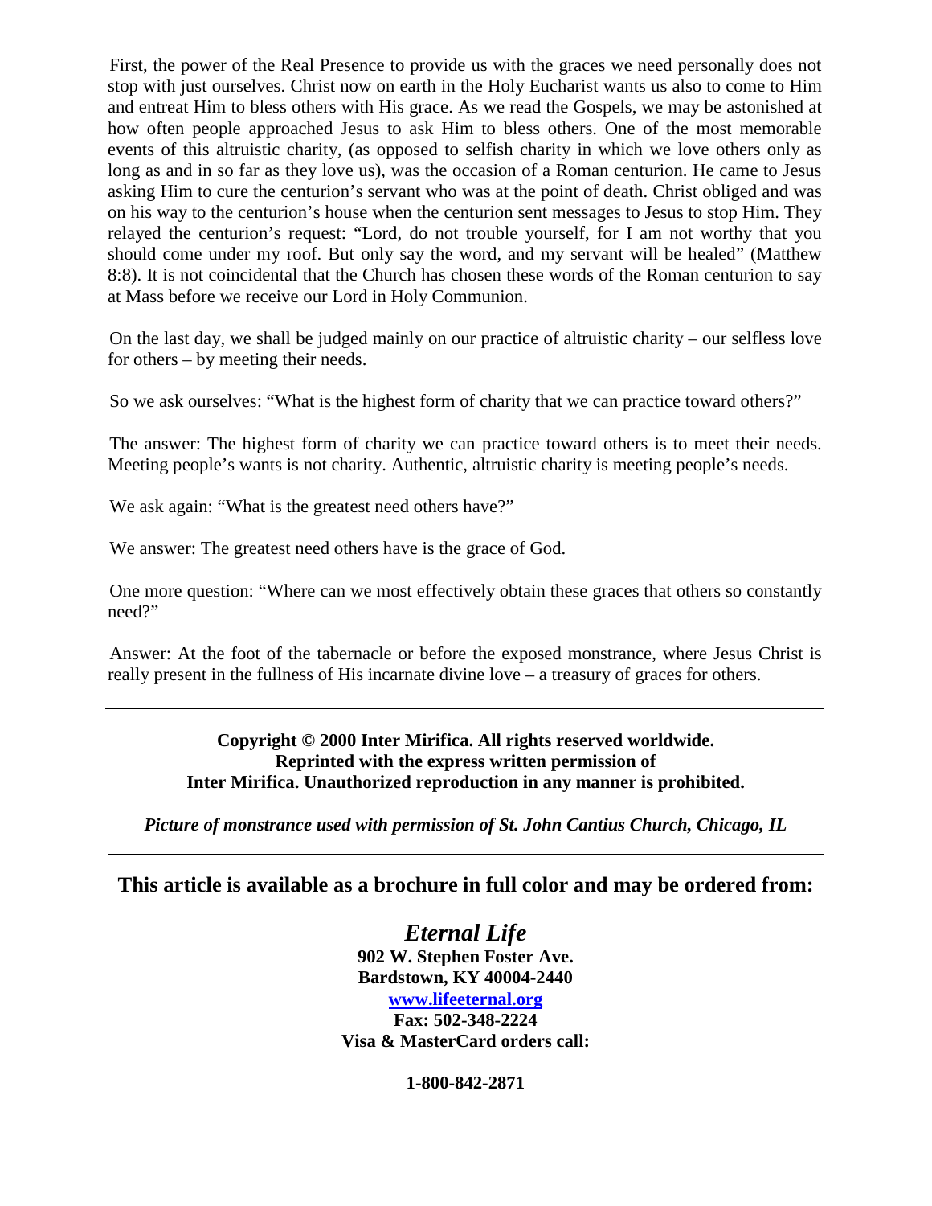First, the power of the Real Presence to provide us with the graces we need personally does not stop with just ourselves. Christ now on earth in the Holy Eucharist wants us also to come to Him and entreat Him to bless others with His grace. As we read the Gospels, we may be astonished at how often people approached Jesus to ask Him to bless others. One of the most memorable events of this altruistic charity, (as opposed to selfish charity in which we love others only as long as and in so far as they love us), was the occasion of a Roman centurion. He came to Jesus asking Him to cure the centurion's servant who was at the point of death. Christ obliged and was on his way to the centurion's house when the centurion sent messages to Jesus to stop Him. They relayed the centurion's request: "Lord, do not trouble yourself, for I am not worthy that you should come under my roof. But only say the word, and my servant will be healed" (Matthew 8:8). It is not coincidental that the Church has chosen these words of the Roman centurion to say at Mass before we receive our Lord in Holy Communion.

On the last day, we shall be judged mainly on our practice of altruistic charity – our selfless love for others – by meeting their needs.

So we ask ourselves: "What is the highest form of charity that we can practice toward others?"

The answer: The highest form of charity we can practice toward others is to meet their needs. Meeting people's wants is not charity. Authentic, altruistic charity is meeting people's needs.

We ask again: "What is the greatest need others have?"

We answer: The greatest need others have is the grace of God.

One more question: "Where can we most effectively obtain these graces that others so constantly need?"

Answer: At the foot of the tabernacle or before the exposed monstrance, where Jesus Christ is really present in the fullness of His incarnate divine love – a treasury of graces for others.

---

**Copyright © 2000 Inter Mirifica. All rights reserved worldwide.**
**Reprinted with the express written permission of**
**Inter Mirifica. Unauthorized reproduction in any manner is prohibited.**

***Picture of monstrance used with permission of St. John Cantius Church, Chicago, IL***

---

**This article is available as a brochure in full color and may be ordered from:**

***Eternal Life***
**902 W. Stephen Foster Ave.**
**Bardstown, KY 40004-2440**
**www.lifeeternal.org**
**Fax: 502-348-2224**
**Visa & MasterCard orders call:**

**1-800-842-2871**